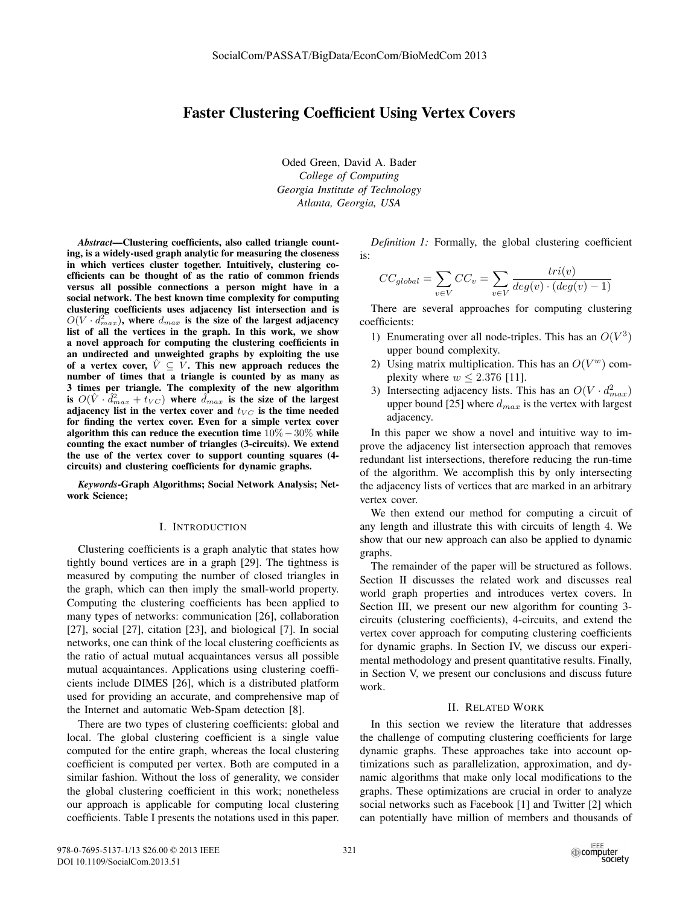# Faster Clustering Coefficient Using Vertex Covers

Oded Green, David A. Bader
*College of Computing*
*Georgia Institute of Technology*
*Atlanta, Georgia, USA*

***Abstract*—Clustering coefficients, also called triangle counting, is a widely-used graph analytic for measuring the closeness in which vertices cluster together. Intuitively, clustering coefficients can be thought of as the ratio of common friends versus all possible connections a person might have in a social network. The best known time complexity for computing clustering coefficients uses adjacency list intersection and is $O(V \cdot d_{max}^2)$, where $d_{max}$ is the size of the largest adjacency list of all the vertices in the graph. In this work, we show a novel approach for computing the clustering coefficients in an undirected and unweighted graphs by exploiting the use of a vertex cover, $\hat{V} \subseteq V$. This new approach reduces the number of times that a triangle is counted by as many as 3 times per triangle. The complexity of the new algorithm is $O(\hat{V} \cdot \hat{d}_{max}^2 + t_{VC})$ where $\hat{d}_{max}$ is the size of the largest adjacency list in the vertex cover and $t_{VC}$ is the time needed for finding the vertex cover. Even for a simple vertex cover algorithm this can reduce the execution time $10\% - 30\%$ while counting the exact number of triangles (3-circuits). We extend the use of the vertex cover to support counting squares (4-circuits) and clustering coefficients for dynamic graphs.**

***Keywords*-Graph Algorithms; Social Network Analysis; Network Science;**

## I. Introduction

Clustering coefficients is a graph analytic that states how tightly bound vertices are in a graph [29]. The tightness is measured by computing the number of closed triangles in the graph, which can then imply the small-world property. Computing the clustering coefficients has been applied to many types of networks: communication [26], collaboration [27], social [27], citation [23], and biological [7]. In social networks, one can think of the local clustering coefficients as the ratio of actual mutual acquaintances versus all possible mutual acquaintances. Applications using clustering coefficients include DIMES [26], which is a distributed platform used for providing an accurate, and comprehensive map of the Internet and automatic Web-Spam detection [8].

There are two types of clustering coefficients: global and local. The global clustering coefficient is a single value computed for the entire graph, whereas the local clustering coefficient is computed per vertex. Both are computed in a similar fashion. Without the loss of generality, we consider the global clustering coefficient in this work; nonetheless our approach is applicable for computing local clustering coefficients. Table I presents the notations used in this paper.

*Definition 1:* Formally, the global clustering coefficient is:

$$CC_{global} = \sum_{v \in V} CC_v = \sum_{v \in V} \frac{tri(v)}{deg(v) \cdot (deg(v) - 1)}$$

There are several approaches for computing clustering coefficients:

1) Enumerating over all node-triples. This has an $O(V^3)$ upper bound complexity.
2) Using matrix multiplication. This has an $O(V^w)$ complexity where $w \leq 2.376$ [11].
3) Intersecting adjacency lists. This has an $O(V \cdot d_{max}^2)$ upper bound [25] where $d_{max}$ is the vertex with largest adjacency.

In this paper we show a novel and intuitive way to improve the adjacency list intersection approach that removes redundant list intersections, therefore reducing the run-time of the algorithm. We accomplish this by only intersecting the adjacency lists of vertices that are marked in an arbitrary vertex cover.

We then extend our method for computing a circuit of any length and illustrate this with circuits of length 4. We show that our new approach can also be applied to dynamic graphs.

The remainder of the paper will be structured as follows. Section II discusses the related work and discusses real world graph properties and introduces vertex covers. In Section III, we present our new algorithm for counting 3-circuits (clustering coefficients), 4-circuits, and extend the vertex cover approach for computing clustering coefficients for dynamic graphs. In Section IV, we discuss our experimental methodology and present quantitative results. Finally, in Section V, we present our conclusions and discuss future work.

## II. Related Work

In this section we review the literature that addresses the challenge of computing clustering coefficients for large dynamic graphs. These approaches take into account optimizations such as parallelization, approximation, and dynamic algorithms that make only local modifications to the graphs. These optimizations are crucial in order to analyze social networks such as Facebook [1] and Twitter [2] which can potentially have million of members and thousands of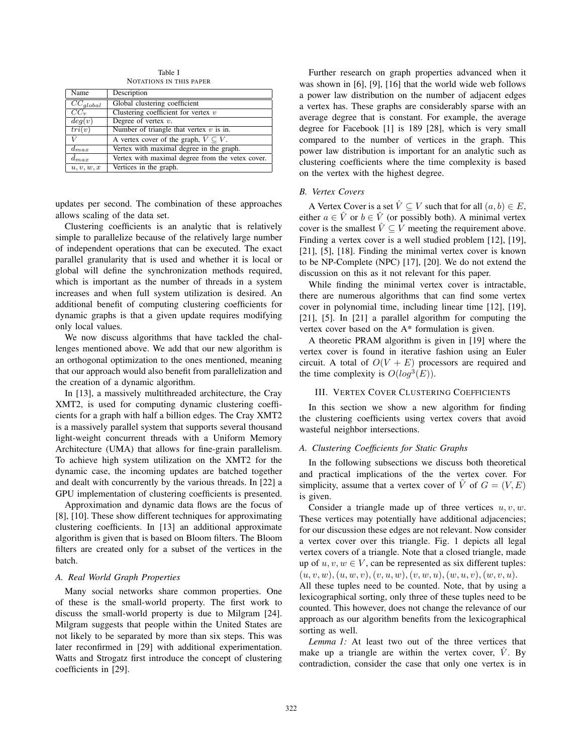Table I
NOTATIONS IN THIS PAPER

| Name | Description |
| --- | --- |
| $CC_{global}$ | Global clustering coefficient |
| $CC_v$ | Clustering coefficient for vertex $v$ |
| $deg(v)$ | Degree of vertex $v$. |
| $tri(v)$ | Number of triangle that vertex $v$ is in. |
| $\hat{V}$ | A vertex cover of the graph, $\hat{V} \subseteq V$. |
| $d_{max}$ | Vertex with maximal degree in the graph. |
| $\hat{d}_{max}$ | Vertex with maximal degree from the vetex cover. |
| $u, v, w, x$ | Vertices in the graph. |

updates per second. The combination of these approaches allows scaling of the data set.

Clustering coefficients is an analytic that is relatively simple to parallelize because of the relatively large number of independent operations that can be executed. The exact parallel granularity that is used and whether it is local or global will define the synchronization methods required, which is important as the number of threads in a system increases and when full system utilization is desired. An additional benefit of computing clustering coefficients for dynamic graphs is that a given update requires modifying only local values.

We now discuss algorithms that have tackled the challenges mentioned above. We add that our new algorithm is an orthogonal optimization to the ones mentioned, meaning that our approach would also benefit from parallelization and the creation of a dynamic algorithm.

In [13], a massively multithreaded architecture, the Cray XMT2, is used for computing dynamic clustering coefficients for a graph with half a billion edges. The Cray XMT2 is a massively parallel system that supports several thousand light-weight concurrent threads with a Uniform Memory Architecture (UMA) that allows for fine-grain parallelism. To achieve high system utilization on the XMT2 for the dynamic case, the incoming updates are batched together and dealt with concurrently by the various threads. In [22] a GPU implementation of clustering coefficients is presented.

Approximation and dynamic data flows are the focus of [8], [10]. These show different techniques for approximating clustering coefficients. In [13] an additional approximate algorithm is given that is based on Bloom filters. The Bloom filters are created only for a subset of the vertices in the batch.

### A. Real World Graph Properties

Many social networks share common properties. One of these is the small-world property. The first work to discuss the small-world property is due to Milgram [24]. Milgram suggests that people within the United States are not likely to be separated by more than six steps. This was later reconfirmed in [29] with additional experimentation. Watts and Strogatz first introduce the concept of clustering coefficients in [29].

Further research on graph properties advanced when it was shown in [6], [9], [16] that the world wide web follows a power law distribution on the number of adjacent edges a vertex has. These graphs are considerably sparse with an average degree that is constant. For example, the average degree for Facebook [1] is 189 [28], which is very small compared to the number of vertices in the graph. This power law distribution is important for an analytic such as clustering coefficients where the time complexity is based on the vertex with the highest degree.

### B. Vertex Covers

A Vertex Cover is a set $\hat{V} \subseteq V$ such that for all $(a, b) \in E$, either $a \in \hat{V}$ or $b \in \hat{V}$ (or possibly both). A minimal vertex cover is the smallest $\hat{V} \subseteq V$ meeting the requirement above. Finding a vertex cover is a well studied problem [12], [19], [21], [5], [18]. Finding the minimal vertex cover is known to be NP-Complete (NPC) [17], [20]. We do not extend the discussion on this as it not relevant for this paper.

While finding the minimal vertex cover is intractable, there are numerous algorithms that can find some vertex cover in polynomial time, including linear time [12], [19], [21], [5]. In [21] a parallel algorithm for computing the vertex cover based on the A* formulation is given.

A theoretic PRAM algorithm is given in [19] where the vertex cover is found in iterative fashion using an Euler circuit. A total of $O(V + E)$ processors are required and the time complexity is $O(log^3(E))$.

## III. VERTEX COVER CLUSTERING COEFFICIENTS

In this section we show a new algorithm for finding the clustering coefficients using vertex covers that avoid wasteful neighbor intersections.

### A. Clustering Coefficients for Static Graphs

In the following subsections we discuss both theoretical and practical implications of the the vertex cover. For simplicity, assume that a vertex cover of $\hat{V}$ of $G = (V, E)$ is given.

Consider a triangle made up of three vertices $u, v, w$. These vertices may potentially have additional adjacencies; for our discussion these edges are not relevant. Now consider a vertex cover over this triangle. Fig. 1 depicts all legal vertex covers of a triangle. Note that a closed triangle, made up of $u, v, w \in V$, can be represented as six different tuples: $(u, v, w), (u, w, v), (v, u, w), (v, w, u), (w, u, v), (w, v, u)$. All these tuples need to be counted. Note, that by using a lexicographical sorting, only three of these tuples need to be counted. This however, does not change the relevance of our approach as our algorithm benefits from the lexicographical sorting as well.

*Lemma 1:* At least two out of the three vertices that make up a triangle are within the vertex cover, $\hat{V}$. By contradiction, consider the case that only one vertex is in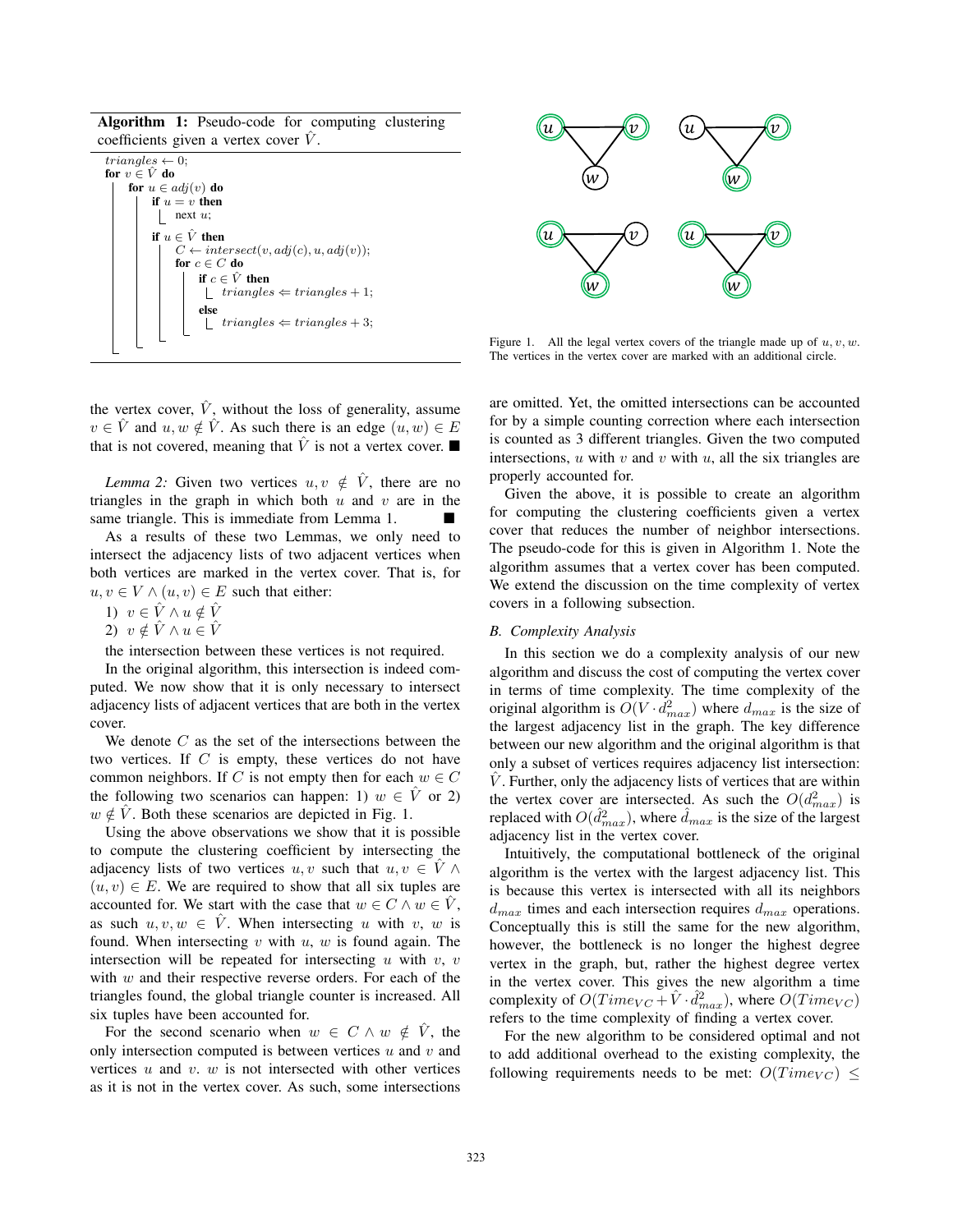**Algorithm 1:** Pseudo-code for computing clustering coefficients given a vertex cover $\hat{V}$.

```
triangles ← 0;
for v ∈ V̂ do
    for u ∈ adj(v) do
        if u = v then
            next u;
        if u ∈ V̂ then
            C ← intersect(v, adj(c), u, adj(v));
            for c ∈ C do
                if c ∈ V̂ then
                    triangles ⇐ triangles + 1;
                else
                    triangles ⇐ triangles + 3;
```

Figure 1. All the legal vertex covers of the triangle made up of $u, v, w$. The vertices in the vertex cover are marked with an additional circle.

the vertex cover, $\hat{V}$, without the loss of generality, assume $v \in \hat{V}$ and $u, w \notin \hat{V}$. As such there is an edge $(u, w) \in E$ that is not covered, meaning that $\hat{V}$ is not a vertex cover. ■

*Lemma 2:* Given two vertices $u, v \notin \hat{V}$, there are no triangles in the graph in which both $u$ and $v$ are in the same triangle. This is immediate from Lemma 1. ■

As a results of these two Lemmas, we only need to intersect the adjacency lists of two adjacent vertices when both vertices are marked in the vertex cover. That is, for $u, v \in V \wedge (u, v) \in E$ such that either:

1) $v \in \hat{V} \wedge u \notin \hat{V}$
2) $v \notin \hat{V} \wedge u \in \hat{V}$

the intersection between these vertices is not required.

In the original algorithm, this intersection is indeed computed. We now show that it is only necessary to intersect adjacency lists of adjacent vertices that are both in the vertex cover.

We denote $C$ as the set of the intersections between the two vertices. If $C$ is empty, these vertices do not have common neighbors. If $C$ is not empty then for each $w \in C$ the following two scenarios can happen: 1) $w \in \hat{V}$ or 2) $w \notin \hat{V}$. Both these scenarios are depicted in Fig. 1.

Using the above observations we show that it is possible to compute the clustering coefficient by intersecting the adjacency lists of two vertices $u, v$ such that $u, v \in \hat{V} \wedge (u, v) \in E$. We are required to show that all six tuples are accounted for. We start with the case that $w \in C \wedge w \in \hat{V}$, as such $u, v, w \in \hat{V}$. When intersecting $u$ with $v$, $w$ is found. When intersecting $v$ with $u$, $w$ is found again. The intersection will be repeated for intersecting $u$ with $v$, $v$ with $w$ and their respective reverse orders. For each of the triangles found, the global triangle counter is increased. All six tuples have been accounted for.

For the second scenario when $w \in C \wedge w \notin \hat{V}$, the only intersection computed is between vertices $u$ and $v$ and vertices $u$ and $v$. $w$ is not intersected with other vertices as it is not in the vertex cover. As such, some intersections are omitted. Yet, the omitted intersections can be accounted for by a simple counting correction where each intersection is counted as 3 different triangles. Given the two computed intersections, $u$ with $v$ and $v$ with $u$, all the six triangles are properly accounted for.

Given the above, it is possible to create an algorithm for computing the clustering coefficients given a vertex cover that reduces the number of neighbor intersections. The pseudo-code for this is given in Algorithm 1. Note the algorithm assumes that a vertex cover has been computed. We extend the discussion on the time complexity of vertex covers in a following subsection.

### B. Complexity Analysis

In this section we do a complexity analysis of our new algorithm and discuss the cost of computing the vertex cover in terms of time complexity. The time complexity of the original algorithm is $O(V \cdot d_{max}^2)$ where $d_{max}$ is the size of the largest adjacency list in the graph. The key difference between our new algorithm and the original algorithm is that only a subset of vertices requires adjacency list intersection: $\hat{V}$. Further, only the adjacency lists of vertices that are within the vertex cover are intersected. As such the $O(d_{max}^2)$ is replaced with $O(\hat{d}_{max}^2)$, where $\hat{d}_{max}$ is the size of the largest adjacency list in the vertex cover.

Intuitively, the computational bottleneck of the original algorithm is the vertex with the largest adjacency list. This is because this vertex is intersected with all its neighbors $d_{max}$ times and each intersection requires $d_{max}$ operations. Conceptually this is still the same for the new algorithm, however, the bottleneck is no longer the highest degree vertex in the graph, but, rather the highest degree vertex in the vertex cover. This gives the new algorithm a time complexity of $O(Time_{VC} + \hat{V} \cdot \hat{d}_{max}^2)$, where $O(Time_{VC})$ refers to the time complexity of finding a vertex cover.

For the new algorithm to be considered optimal and not to add additional overhead to the existing complexity, the following requirements needs to be met: $O(Time_{VC}) \leq$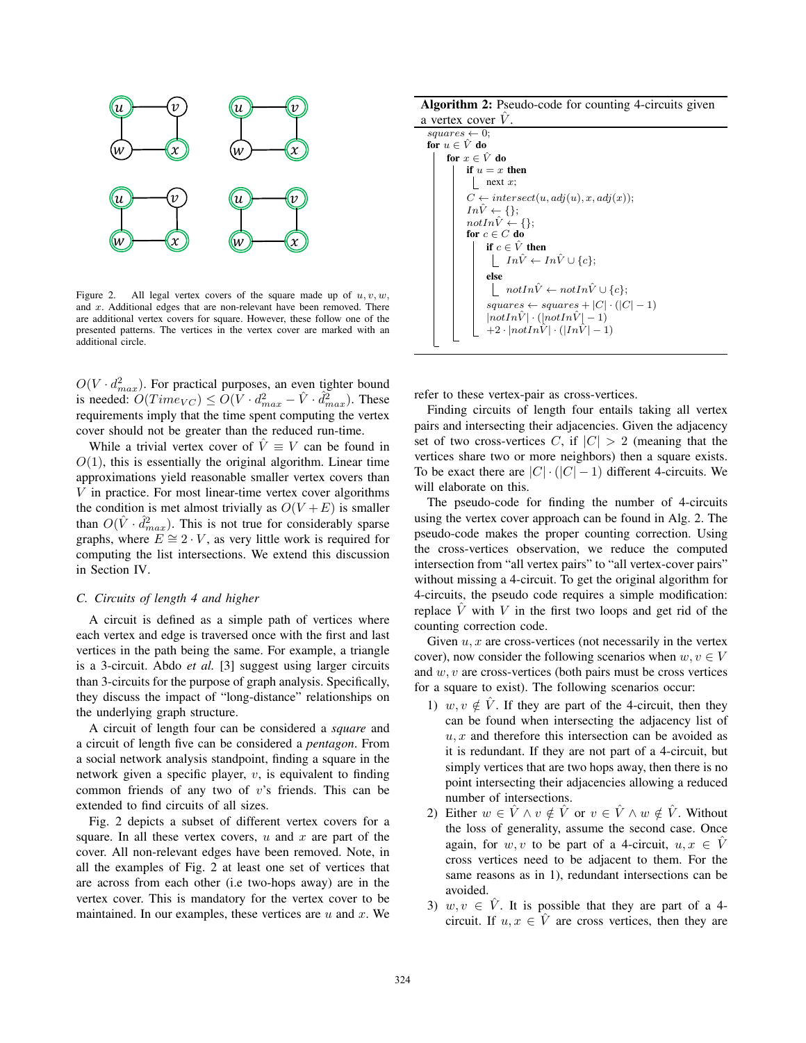Figure 2. All legal vertex covers of the square made up of $u, v, w$, and $x$. Additional edges that are non-relevant have been removed. There are additional vertex covers for square. However, these follow one of the presented patterns. The vertices in the vertex cover are marked with an additional circle.

$O(V \cdot d^2_{max})$. For practical purposes, an even tighter bound is needed: $O(Time_{VC}) \leq O(V \cdot d^2_{max} - \hat{V} \cdot \hat{d}^2_{max})$. These requirements imply that the time spent computing the vertex cover should not be greater than the reduced run-time.

While a trivial vertex cover of $\hat{V} \equiv V$ can be found in $O(1)$, this is essentially the original algorithm. Linear time approximations yield reasonable smaller vertex covers than $V$ in practice. For most linear-time vertex cover algorithms the condition is met almost trivially as $O(V + E)$ is smaller than $O(\hat{V} \cdot \hat{d}^2_{max})$. This is not true for considerably sparse graphs, where $E \cong 2 \cdot V$, as very little work is required for computing the list intersections. We extend this discussion in Section IV.

### C. Circuits of length 4 and higher

A circuit is defined as a simple path of vertices where each vertex and edge is traversed once with the first and last vertices in the path being the same. For example, a triangle is a 3-circuit. Abdo *et al.* [3] suggest using larger circuits than 3-circuits for the purpose of graph analysis. Specifically, they discuss the impact of "long-distance" relationships on the underlying graph structure.

A circuit of length four can be considered a *square* and a circuit of length five can be considered a *pentagon*. From a social network analysis standpoint, finding a square in the network given a specific player, $v$, is equivalent to finding common friends of any two of $v$'s friends. This can be extended to find circuits of all sizes.

Fig. 2 depicts a subset of different vertex covers for a square. In all these vertex covers, $u$ and $x$ are part of the cover. All non-relevant edges have been removed. Note, in all the examples of Fig. 2 at least one set of vertices that are across from each other (i.e two-hops away) are in the vertex cover. This is mandatory for the vertex cover to be maintained. In our examples, these vertices are $u$ and $x$. We refer to these vertex-pair as cross-vertices.

**Algorithm 2:** Pseudo-code for counting 4-circuits given a vertex cover $\hat{V}$.

```
squares ← 0;
for u ∈ V̂ do
    for x ∈ V̂ do
        if u = x then
            next x;
        C ← intersect(u, adj(u), x, adj(x));
        InV̂ ← {};
        notInV̂ ← {};
        for c ∈ C do
            if c ∈ V̂ then
                InV̂ ← InV̂ ∪ {c};
            else
                notInV̂ ← notInV̂ ∪ {c};
        squares ← squares + |C| · (|C| − 1)
        |notInV̂| · (|notInV̂| − 1)
        +2 · |notInV̂| · (|InV̂| − 1)
```

Finding circuits of length four entails taking all vertex pairs and intersecting their adjacencies. Given the adjacency set of two cross-vertices $C$, if $|C| > 2$ (meaning that the vertices share two or more neighbors) then a square exists. To be exact there are $|C| \cdot (|C| - 1)$ different 4-circuits. We will elaborate on this.

The pseudo-code for finding the number of 4-circuits using the vertex cover approach can be found in Alg. 2. The pseudo-code makes the proper counting correction. Using the cross-vertices observation, we reduce the computed intersection from "all vertex pairs" to "all vertex-cover pairs" without missing a 4-circuit. To get the original algorithm for 4-circuits, the pseudo code requires a simple modification: replace $\hat{V}$ with $V$ in the first two loops and get rid of the counting correction code.

Given $u, x$ are cross-vertices (not necessarily in the vertex cover), now consider the following scenarios when $w, v \in V$ and $w, v$ are cross-vertices (both pairs must be cross vertices for a square to exist). The following scenarios occur:

1) $w, v \notin \hat{V}$. If they are part of the 4-circuit, then they can be found when intersecting the adjacency list of $u, x$ and therefore this intersection can be avoided as it is redundant. If they are not part of a 4-circuit, but simply vertices that are two hops away, then there is no point intersecting their adjacencies allowing a reduced number of intersections.
2) Either $w \in \hat{V} \wedge v \notin \hat{V}$ or $v \in \hat{V} \wedge w \notin \hat{V}$. Without the loss of generality, assume the second case. Once again, for $w, v$ to be part of a 4-circuit, $u, x \in \hat{V}$ cross vertices need to be adjacent to them. For the same reasons as in 1), redundant intersections can be avoided.
3) $w, v \in \hat{V}$. It is possible that they are part of a 4-circuit. If $u, x \in \hat{V}$ are cross vertices, then they are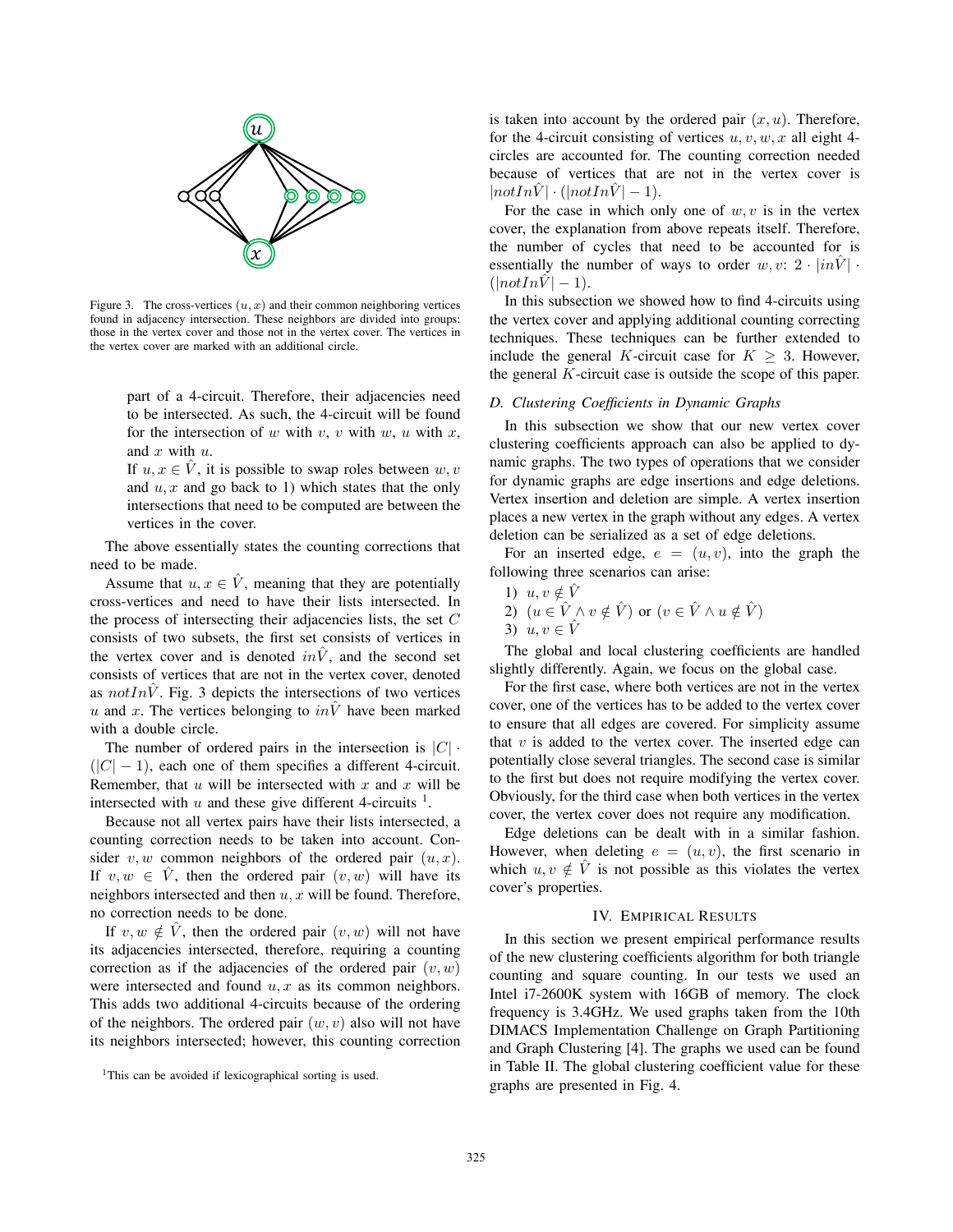Figure 3. The cross-vertices $(u, x)$ and their common neighboring vertices found in adjacency intersection. These neighbors are divided into groups: those in the vertex cover and those not in the vertex cover. The vertices in the vertex cover are marked with an additional circle.

part of a 4-circuit. Therefore, their adjacencies need to be intersected. As such, the 4-circuit will be found for the intersection of $w$ with $v$, $v$ with $w$, $u$ with $x$, and $x$ with $u$.

If $u, x \in \hat{V}$, it is possible to swap roles between $w, v$ and $u, x$ and go back to 1) which states that the only intersections that need to be computed are between the vertices in the cover.

The above essentially states the counting corrections that need to be made.

Assume that $u, x \in \hat{V}$, meaning that they are potentially cross-vertices and need to have their lists intersected. In the process of intersecting their adjacencies lists, the set $C$ consists of two subsets, the first set consists of vertices in the vertex cover and is denoted $in\hat{V}$, and the second set consists of vertices that are not in the vertex cover, denoted as $notIn\hat{V}$. Fig. 3 depicts the intersections of two vertices $u$ and $x$. The vertices belonging to $in\hat{V}$ have been marked with a double circle.

The number of ordered pairs in the intersection is $|C| \cdot (|C| - 1)$, each one of them specifies a different 4-circuit. Remember, that $u$ will be intersected with $x$ and $x$ will be intersected with $u$ and these give different 4-circuits [1].

Because not all vertex pairs have their lists intersected, a counting correction needs to be taken into account. Consider $v, w$ common neighbors of the ordered pair $(u, x)$. If $v, w \in \hat{V}$, then the ordered pair $(v, w)$ will have its neighbors intersected and then $u, x$ will be found. Therefore, no correction needs to be done.

If $v, w \notin \hat{V}$, then the ordered pair $(v, w)$ will not have its adjacencies intersected, therefore, requiring a counting correction as if the adjacencies of the ordered pair $(v, w)$ were intersected and found $u, x$ as its common neighbors. This adds two additional 4-circuits because of the ordering of the neighbors. The ordered pair $(w, v)$ also will not have its neighbors intersected; however, this counting correction is taken into account by the ordered pair $(x, u)$. Therefore, for the 4-circuit consisting of vertices $u, v, w, x$ all eight 4-circles are accounted for. The counting correction needed because of vertices that are not in the vertex cover is $|notIn\hat{V}| \cdot (|notIn\hat{V}| - 1)$.

For the case in which only one of $w, v$ is in the vertex cover, the explanation from above repeats itself. Therefore, the number of cycles that need to be accounted for is essentially the number of ways to order $w, v$: $2 \cdot |in\hat{V}| \cdot (|notIn\hat{V}| - 1)$.

In this subsection we showed how to find 4-circuits using the vertex cover and applying additional counting correcting techniques. These techniques can be further extended to include the general $K$-circuit case for $K \geq 3$. However, the general $K$-circuit case is outside the scope of this paper.

[1] This can be avoided if lexicographical sorting is used.

### D. Clustering Coefficients in Dynamic Graphs

In this subsection we show that our new vertex cover clustering coefficients approach can also be applied to dynamic graphs. The two types of operations that we consider for dynamic graphs are edge insertions and edge deletions. Vertex insertion and deletion are simple. A vertex insertion places a new vertex in the graph without any edges. A vertex deletion can be serialized as a set of edge deletions.

For an inserted edge, $e = (u, v)$, into the graph the following three scenarios can arise:

1) $u, v \notin \hat{V}$
2) $(u \in \hat{V} \wedge v \notin \hat{V})$ or $(v \in \hat{V} \wedge u \notin \hat{V})$
3) $u, v \in \hat{V}$

The global and local clustering coefficients are handled slightly differently. Again, we focus on the global case.

For the first case, where both vertices are not in the vertex cover, one of the vertices has to be added to the vertex cover to ensure that all edges are covered. For simplicity assume that $v$ is added to the vertex cover. The inserted edge can potentially close several triangles. The second case is similar to the first but does not require modifying the vertex cover. Obviously, for the third case when both vertices in the vertex cover, the vertex cover does not require any modification.

Edge deletions can be dealt with in a similar fashion. However, when deleting $e = (u, v)$, the first scenario in which $u, v \notin \hat{V}$ is not possible as this violates the vertex cover's properties.

## IV. Empirical Results

In this section we present empirical performance results of the new clustering coefficients algorithm for both triangle counting and square counting. In our tests we used an Intel i7-2600K system with 16GB of memory. The clock frequency is 3.4GHz. We used graphs taken from the 10th DIMACS Implementation Challenge on Graph Partitioning and Graph Clustering [4]. The graphs we used can be found in Table II. The global clustering coefficient value for these graphs are presented in Fig. 4.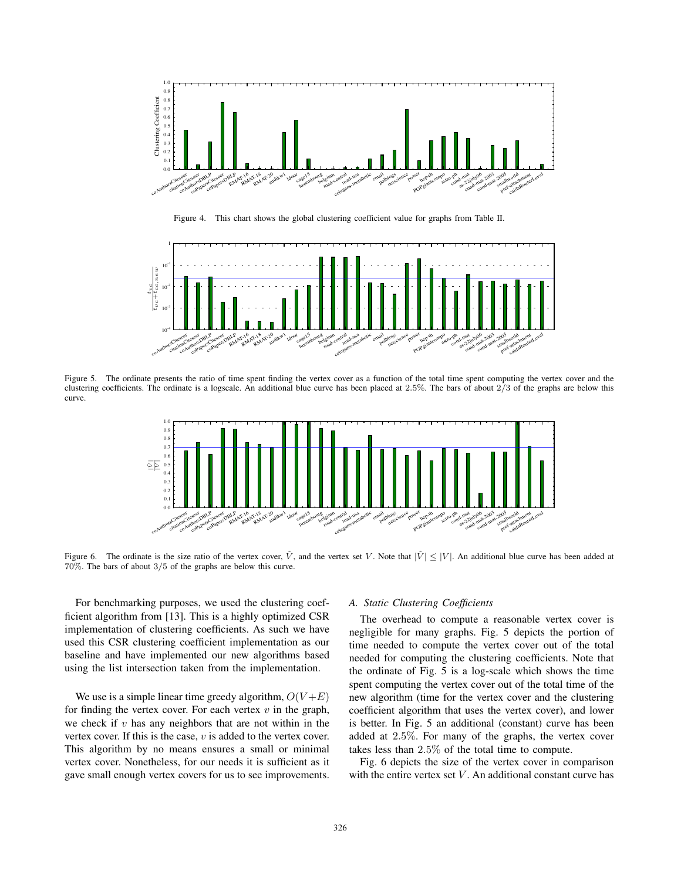Figure 4. This chart shows the global clustering coefficient value for graphs from Table II.

Figure 5. The ordinate presents the ratio of time spent finding the vertex cover as a function of the total time spent computing the vertex cover and the clustering coefficients. The ordinate is a logscale. An additional blue curve has been placed at 2.5%. The bars of about 2/3 of the graphs are below this curve.

Figure 6. The ordinate is the size ratio of the vertex cover, $\hat{V}$, and the vertex set $V$. Note that $|\hat{V}| \leq |V|$. An additional blue curve has been added at 70%. The bars of about 3/5 of the graphs are below this curve.

For benchmarking purposes, we used the clustering coefficient algorithm from [13]. This is a highly optimized CSR implementation of clustering coefficients. As such we have used this CSR clustering coefficient implementation as our baseline and have implemented our new algorithms based using the list intersection taken from the implementation.

We use is a simple linear time greedy algorithm, $O(V+E)$ for finding the vertex cover. For each vertex $v$ in the graph, we check if $v$ has any neighbors that are not within in the vertex cover. If this is the case, $v$ is added to the vertex cover. This algorithm by no means ensures a small or minimal vertex cover. Nonetheless, for our needs it is sufficient as it gave small enough vertex covers for us to see improvements.

### *A. Static Clustering Coefficients*

The overhead to compute a reasonable vertex cover is negligible for many graphs. Fig. 5 depicts the portion of time needed to compute the vertex cover out of the total needed for computing the clustering coefficients. Note that the ordinate of Fig. 5 is a log-scale which shows the time spent computing the vertex cover out of the total time of the new algorithm (time for the vertex cover and the clustering coefficient algorithm that uses the vertex cover), and lower is better. In Fig. 5 an additional (constant) curve has been added at 2.5%. For many of the graphs, the vertex cover takes less than 2.5% of the total time to compute.

Fig. 6 depicts the size of the vertex cover in comparison with the entire vertex set $V$. An additional constant curve has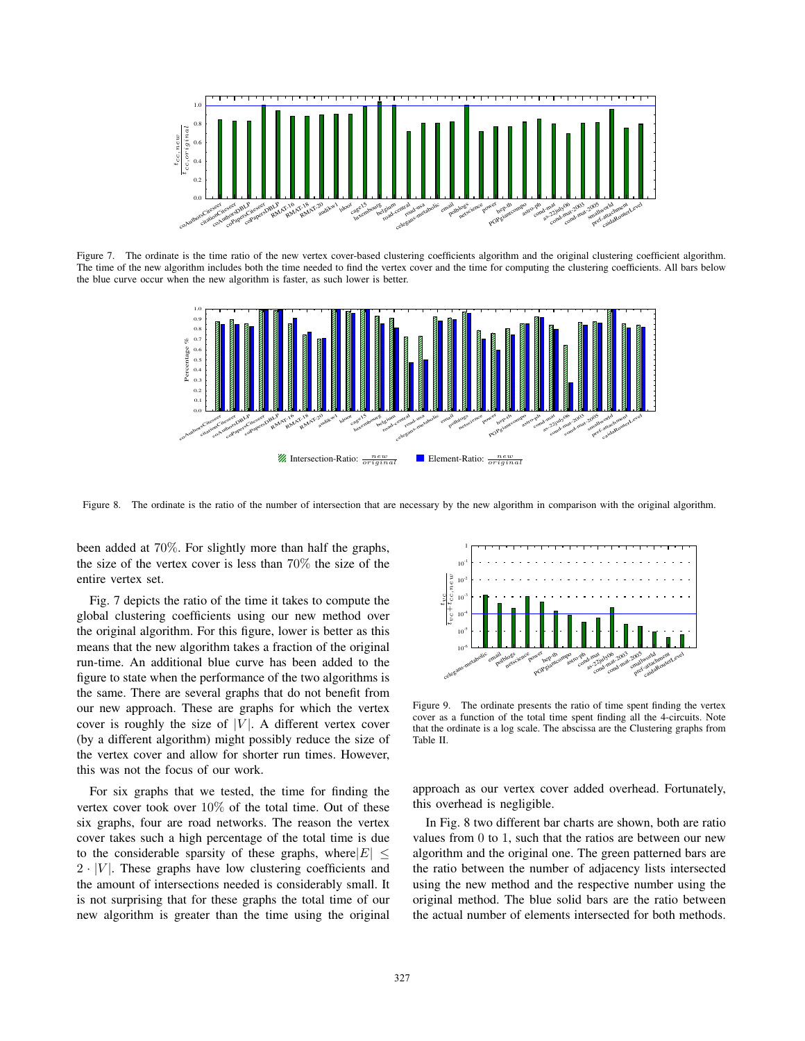Figure 7. The ordinate is the time ratio of the new vertex cover-based clustering coefficients algorithm and the original clustering coefficient algorithm. The time of the new algorithm includes both the time needed to find the vertex cover and the time for computing the clustering coefficients. All bars below the blue curve occur when the new algorithm is faster, as such lower is better.

Figure 8. The ordinate is the ratio of the number of intersection that are necessary by the new algorithm in comparison with the original algorithm.

been added at 70%. For slightly more than half the graphs, the size of the vertex cover is less than 70% the size of the entire vertex set.

Fig. 7 depicts the ratio of the time it takes to compute the global clustering coefficients using our new method over the original algorithm. For this figure, lower is better as this means that the new algorithm takes a fraction of the original run-time. An additional blue curve has been added to the figure to state when the performance of the two algorithms is the same. There are several graphs that do not benefit from our new approach. These are graphs for which the vertex cover is roughly the size of $|V|$. A different vertex cover (by a different algorithm) might possibly reduce the size of the vertex cover and allow for shorter run times. However, this was not the focus of our work.

For six graphs that we tested, the time for finding the vertex cover took over 10% of the total time. Out of these six graphs, four are road networks. The reason the vertex cover takes such a high percentage of the total time is due to the considerable sparsity of these graphs, where $|E| \leq 2 \cdot |V|$. These graphs have low clustering coefficients and the amount of intersections needed is considerably small. It is not surprising that for these graphs the total time of our new algorithm is greater than the time using the original approach as our vertex cover added overhead. Fortunately, this overhead is negligible.

Figure 9. The ordinate presents the ratio of time spent finding the vertex cover as a function of the total time spent finding all the 4-circuits. Note that the ordinate is a log scale. The abscissa are the Clustering graphs from Table II.

In Fig. 8 two different bar charts are shown, both are ratio values from 0 to 1, such that the ratios are between our new algorithm and the original one. The green patterned bars are the ratio between the number of adjacency lists intersected using the new method and the respective number using the original method. The blue solid bars are the ratio between the actual number of elements intersected for both methods.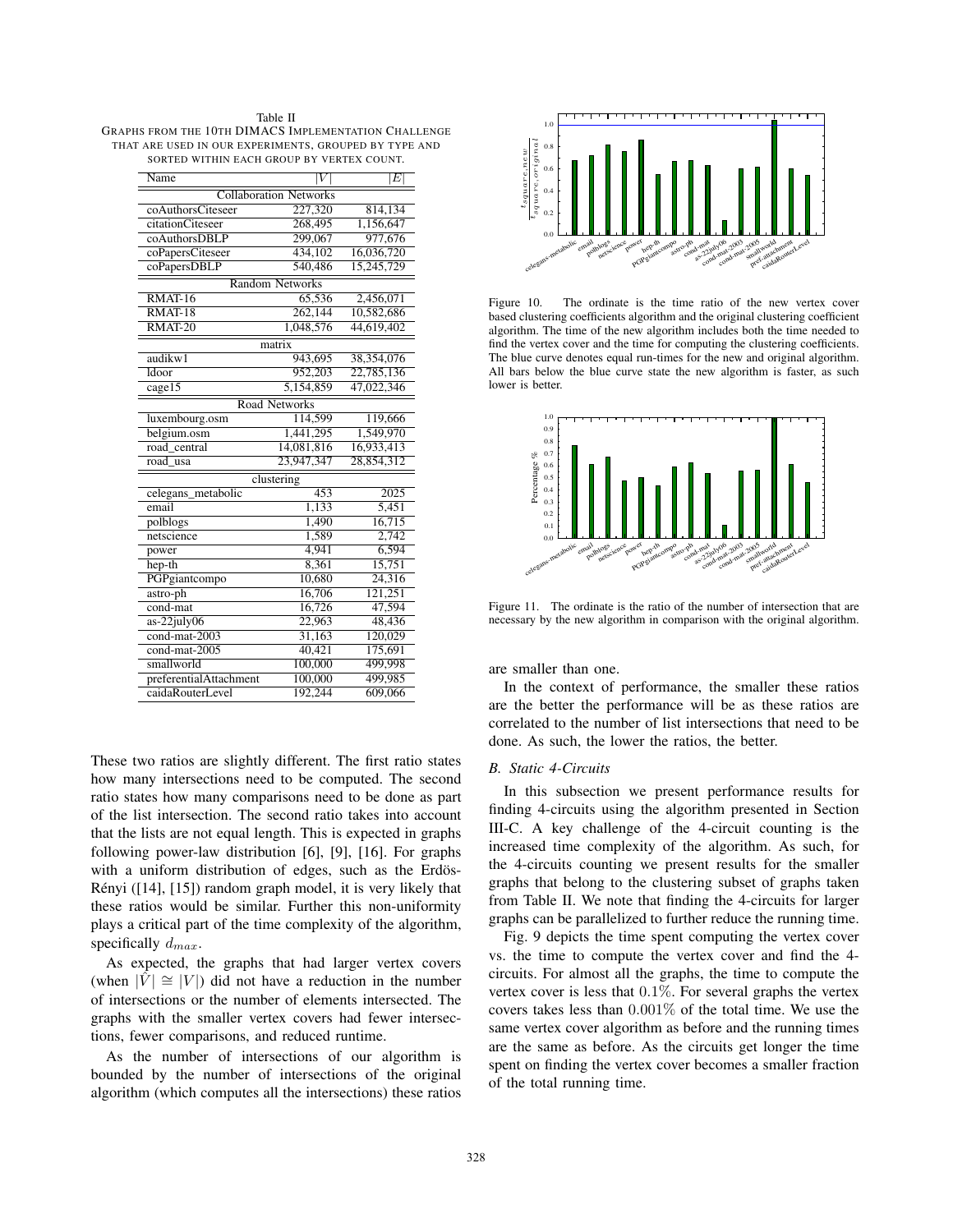Table II
GRAPHS FROM THE 10TH DIMACS IMPLEMENTATION CHALLENGE THAT ARE USED IN OUR EXPERIMENTS, GROUPED BY TYPE AND SORTED WITHIN EACH GROUP BY VERTEX COUNT.

| Name | $\|V\|$ | $\|E\|$ |
|---|---|---|
| Collaboration Networks | | |
| coAuthorsCiteseer | 227,320 | 814,134 |
| citationCiteseer | 268,495 | 1,156,647 |
| coAuthorsDBLP | 299,067 | 977,676 |
| coPapersCiteseer | 434,102 | 16,036,720 |
| coPapersDBLP | 540,486 | 15,245,729 |
| Random Networks | | |
| RMAT-16 | 65,536 | 2,456,071 |
| RMAT-18 | 262,144 | 10,582,686 |
| RMAT-20 | 1,048,576 | 44,619,402 |
| matrix | | |
| audikw1 | 943,695 | 38,354,076 |
| ldoor | 952,203 | 22,785,136 |
| cage15 | 5,154,859 | 47,022,346 |
| Road Networks | | |
| luxembourg.osm | 114,599 | 119,666 |
| belgium.osm | 1,441,295 | 1,549,970 |
| road_central | 14,081,816 | 16,933,413 |
| road_usa | 23,947,347 | 28,854,312 |
| clustering | | |
| celegans_metabolic | 453 | 2025 |
| email | 1,133 | 5,451 |
| polblogs | 1,490 | 16,715 |
| netscience | 1,589 | 2,742 |
| power | 4,941 | 6,594 |
| hep-th | 8,361 | 15,751 |
| PGPgiantcompo | 10,680 | 24,316 |
| astro-ph | 16,706 | 121,251 |
| cond-mat | 16,726 | 47,594 |
| as-22july06 | 22,963 | 48,436 |
| cond-mat-2003 | 31,163 | 120,029 |
| cond-mat-2005 | 40,421 | 175,691 |
| smallworld | 100,000 | 499,998 |
| preferentialAttachment | 100,000 | 499,985 |
| caidaRouterLevel | 192,244 | 609,066 |

These two ratios are slightly different. The first ratio states how many intersections need to be computed. The second ratio states how many comparisons need to be done as part of the list intersection. The second ratio takes into account that the lists are not equal length. This is expected in graphs following power-law distribution [6], [9], [16]. For graphs with a uniform distribution of edges, such as the Erdös-Rényi ([14], [15]) random graph model, it is very likely that these ratios would be similar. Further this non-uniformity plays a critical part of the time complexity of the algorithm, specifically $d_{max}$.

As expected, the graphs that had larger vertex covers (when $|\hat{V}| \cong |V|$) did not have a reduction in the number of intersections or the number of elements intersected. The graphs with the smaller vertex covers had fewer intersections, fewer comparisons, and reduced runtime.

As the number of intersections of our algorithm is bounded by the number of intersections of the original algorithm (which computes all the intersections) these ratios are smaller than one.

Figure 10. The ordinate is the time ratio of the new vertex cover based clustering coefficients algorithm and the original clustering coefficient algorithm. The time of the new algorithm includes both the time needed to find the vertex cover and the time for computing the clustering coefficients. The blue curve denotes equal run-times for the new and original algorithm. All bars below the blue curve state the new algorithm is faster, as such lower is better.

Figure 11. The ordinate is the ratio of the number of intersection that are necessary by the new algorithm in comparison with the original algorithm.

In the context of performance, the smaller these ratios are the better the performance will be as these ratios are correlated to the number of list intersections that need to be done. As such, the lower the ratios, the better.

### B. Static 4-Circuits

In this subsection we present performance results for finding 4-circuits using the algorithm presented in Section III-C. A key challenge of the 4-circuit counting is the increased time complexity of the algorithm. As such, for the 4-circuits counting we present results for the smaller graphs that belong to the clustering subset of graphs taken from Table II. We note that finding the 4-circuits for larger graphs can be parallelized to further reduce the running time.

Fig. 9 depicts the time spent computing the vertex cover vs. the time to compute the vertex cover and find the 4-circuits. For almost all the graphs, the time to compute the vertex cover is less that $0.1\%$. For several graphs the vertex covers takes less than $0.001\%$ of the total time. We use the same vertex cover algorithm as before and the running times are the same as before. As the circuits get longer the time spent on finding the vertex cover becomes a smaller fraction of the total running time.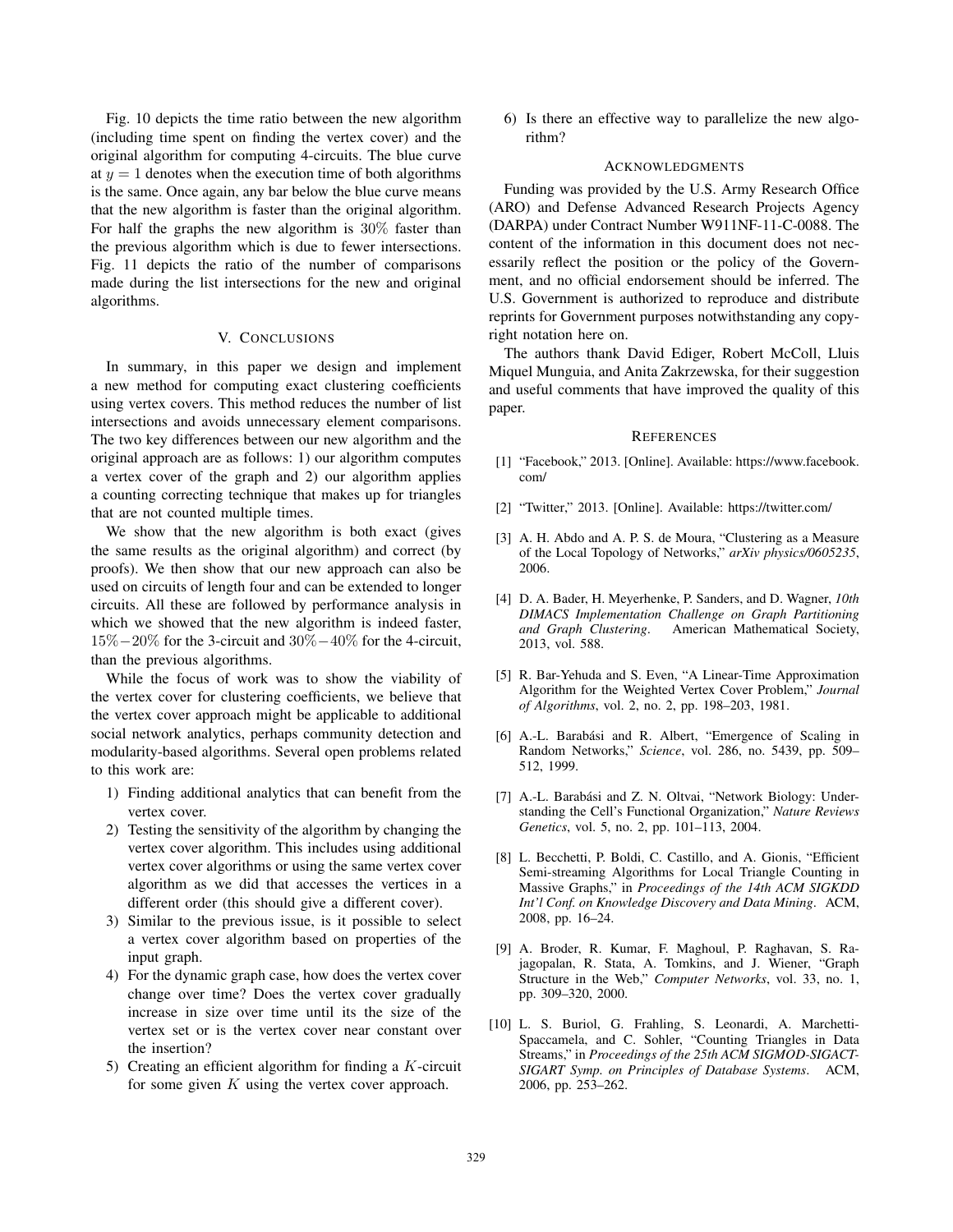Fig. 10 depicts the time ratio between the new algorithm (including time spent on finding the vertex cover) and the original algorithm for computing 4-circuits. The blue curve at $y = 1$ denotes when the execution time of both algorithms is the same. Once again, any bar below the blue curve means that the new algorithm is faster than the original algorithm. For half the graphs the new algorithm is $30\%$ faster than the previous algorithm which is due to fewer intersections. Fig. 11 depicts the ratio of the number of comparisons made during the list intersections for the new and original algorithms.

## V. Conclusions

In summary, in this paper we design and implement a new method for computing exact clustering coefficients using vertex covers. This method reduces the number of list intersections and avoids unnecessary element comparisons. The two key differences between our new algorithm and the original approach are as follows: 1) our algorithm computes a vertex cover of the graph and 2) our algorithm applies a counting correcting technique that makes up for triangles that are not counted multiple times.

We show that the new algorithm is both exact (gives the same results as the original algorithm) and correct (by proofs). We then show that our new approach can also be used on circuits of length four and can be extended to longer circuits. All these are followed by performance analysis in which we showed that the new algorithm is indeed faster, $15\%-20\%$ for the 3-circuit and $30\%-40\%$ for the 4-circuit, than the previous algorithms.

While the focus of work was to show the viability of the vertex cover for clustering coefficients, we believe that the vertex cover approach might be applicable to additional social network analytics, perhaps community detection and modularity-based algorithms. Several open problems related to this work are:

1) Finding additional analytics that can benefit from the vertex cover.
2) Testing the sensitivity of the algorithm by changing the vertex cover algorithm. This includes using additional vertex cover algorithms or using the same vertex cover algorithm as we did that accesses the vertices in a different order (this should give a different cover).
3) Similar to the previous issue, is it possible to select a vertex cover algorithm based on properties of the input graph.
4) For the dynamic graph case, how does the vertex cover change over time? Does the vertex cover gradually increase in size over time until its the size of the vertex set or is the vertex cover near constant over the insertion?
5) Creating an efficient algorithm for finding a $K$-circuit for some given $K$ using the vertex cover approach.
6) Is there an effective way to parallelize the new algorithm?

## Acknowledgments

Funding was provided by the U.S. Army Research Office (ARO) and Defense Advanced Research Projects Agency (DARPA) under Contract Number W911NF-11-C-0088. The content of the information in this document does not necessarily reflect the position or the policy of the Government, and no official endorsement should be inferred. The U.S. Government is authorized to reproduce and distribute reprints for Government purposes notwithstanding any copyright notation here on.

The authors thank David Ediger, Robert McColl, Lluis Miquel Munguia, and Anita Zakrzewska, for their suggestion and useful comments that have improved the quality of this paper.

## References

[1] "Facebook," 2013. [Online]. Available: https://www.facebook.com/

[2] "Twitter," 2013. [Online]. Available: https://twitter.com/

[3] A. H. Abdo and A. P. S. de Moura, "Clustering as a Measure of the Local Topology of Networks," *arXiv physics/0605235*, 2006.

[4] D. A. Bader, H. Meyerhenke, P. Sanders, and D. Wagner, *10th DIMACS Implementation Challenge on Graph Partitioning and Graph Clustering*. American Mathematical Society, 2013, vol. 588.

[5] R. Bar-Yehuda and S. Even, "A Linear-Time Approximation Algorithm for the Weighted Vertex Cover Problem," *Journal of Algorithms*, vol. 2, no. 2, pp. 198–203, 1981.

[6] A.-L. Barabási and R. Albert, "Emergence of Scaling in Random Networks," *Science*, vol. 286, no. 5439, pp. 509–512, 1999.

[7] A.-L. Barabási and Z. N. Oltvai, "Network Biology: Understanding the Cell's Functional Organization," *Nature Reviews Genetics*, vol. 5, no. 2, pp. 101–113, 2004.

[8] L. Becchetti, P. Boldi, C. Castillo, and A. Gionis, "Efficient Semi-streaming Algorithms for Local Triangle Counting in Massive Graphs," in *Proceedings of the 14th ACM SIGKDD Int'l Conf. on Knowledge Discovery and Data Mining*. ACM, 2008, pp. 16–24.

[9] A. Broder, R. Kumar, F. Maghoul, P. Raghavan, S. Rajagopalan, R. Stata, A. Tomkins, and J. Wiener, "Graph Structure in the Web," *Computer Networks*, vol. 33, no. 1, pp. 309–320, 2000.

[10] L. S. Buriol, G. Frahling, S. Leonardi, A. Marchetti-Spaccamela, and C. Sohler, "Counting Triangles in Data Streams," in *Proceedings of the 25th ACM SIGMOD-SIGACT-SIGART Symp. on Principles of Database Systems*. ACM, 2006, pp. 253–262.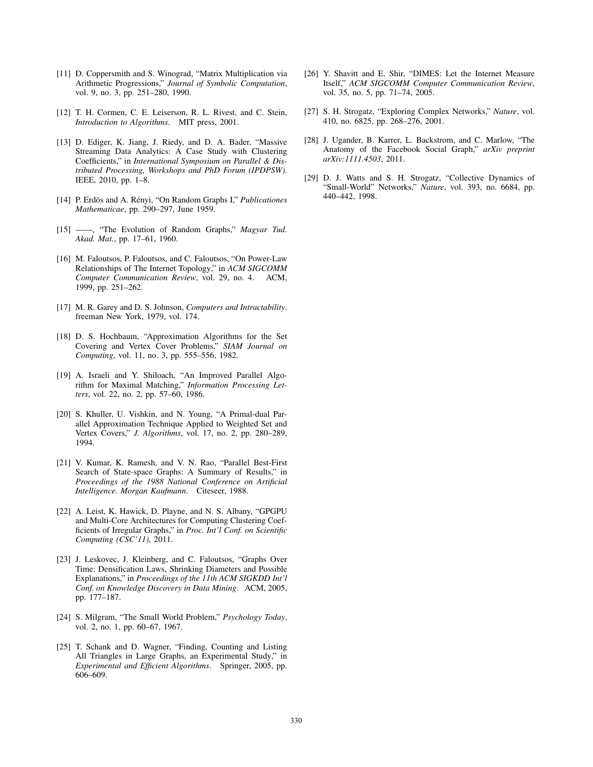[11] D. Coppersmith and S. Winograd, "Matrix Multiplication via Arithmetic Progressions," *Journal of Symbolic Computation*, vol. 9, no. 3, pp. 251–280, 1990.

[12] T. H. Cormen, C. E. Leiserson, R. L. Rivest, and C. Stein, *Introduction to Algorithms*. MIT press, 2001.

[13] D. Ediger, K. Jiang, J. Riedy, and D. A. Bader, "Massive Streaming Data Analytics: A Case Study with Clustering Coefficients," in *International Symposium on Parallel & Distributed Processing, Workshops and PhD Forum (IPDPSW)*. IEEE, 2010, pp. 1–8.

[14] P. Erdös and A. Rényi, "On Random Graphs I," *Publicationes Mathematicae*, pp. 290–297, June 1959.

[15] ——, "The Evolution of Random Graphs," *Magyar Tud. Akad. Mat.*, pp. 17–61, 1960.

[16] M. Faloutsos, P. Faloutsos, and C. Faloutsos, "On Power-Law Relationships of The Internet Topology," in *ACM SIGCOMM Computer Communication Review*, vol. 29, no. 4. ACM, 1999, pp. 251–262.

[17] M. R. Garey and D. S. Johnson, *Computers and Intractability*. freeman New York, 1979, vol. 174.

[18] D. S. Hochbaum, "Approximation Algorithms for the Set Covering and Vertex Cover Problems," *SIAM Journal on Computing*, vol. 11, no. 3, pp. 555–556, 1982.

[19] A. Israeli and Y. Shiloach, "An Improved Parallel Algorithm for Maximal Matching," *Information Processing Letters*, vol. 22, no. 2, pp. 57–60, 1986.

[20] S. Khuller, U. Vishkin, and N. Young, "A Primal-dual Parallel Approximation Technique Applied to Weighted Set and Vertex Covers," *J. Algorithms*, vol. 17, no. 2, pp. 280–289, 1994.

[21] V. Kumar, K. Ramesh, and V. N. Rao, "Parallel Best-First Search of State-space Graphs: A Summary of Results," in *Proceedings of the 1988 National Conference on Artificial Intelligence. Morgan Kaufmann*. Citeseer, 1988.

[22] A. Leist, K. Hawick, D. Playne, and N. S. Albany, "GPGPU and Multi-Core Architectures for Computing Clustering Coefficients of Irregular Graphs," in *Proc. Int'l Conf. on Scientific Computing (CSC'11)*, 2011.

[23] J. Leskovec, J. Kleinberg, and C. Faloutsos, "Graphs Over Time: Densification Laws, Shrinking Diameters and Possible Explanations," in *Proceedings of the 11th ACM SIGKDD Int'l Conf. on Knowledge Discovery in Data Mining*. ACM, 2005, pp. 177–187.

[24] S. Milgram, "The Small World Problem," *Psychology Today*, vol. 2, no. 1, pp. 60–67, 1967.

[25] T. Schank and D. Wagner, "Finding, Counting and Listing All Triangles in Large Graphs, an Experimental Study," in *Experimental and Efficient Algorithms*. Springer, 2005, pp. 606–609.

[26] Y. Shavitt and E. Shir, "DIMES: Let the Internet Measure Itself," *ACM SIGCOMM Computer Communication Review*, vol. 35, no. 5, pp. 71–74, 2005.

[27] S. H. Strogatz, "Exploring Complex Networks," *Nature*, vol. 410, no. 6825, pp. 268–276, 2001.

[28] J. Ugander, B. Karrer, L. Backstrom, and C. Marlow, "The Anatomy of the Facebook Social Graph," *arXiv preprint arXiv:1111.4503*, 2011.

[29] D. J. Watts and S. H. Strogatz, "Collective Dynamics of "Small-World" Networks," *Nature*, vol. 393, no. 6684, pp. 440–442, 1998.